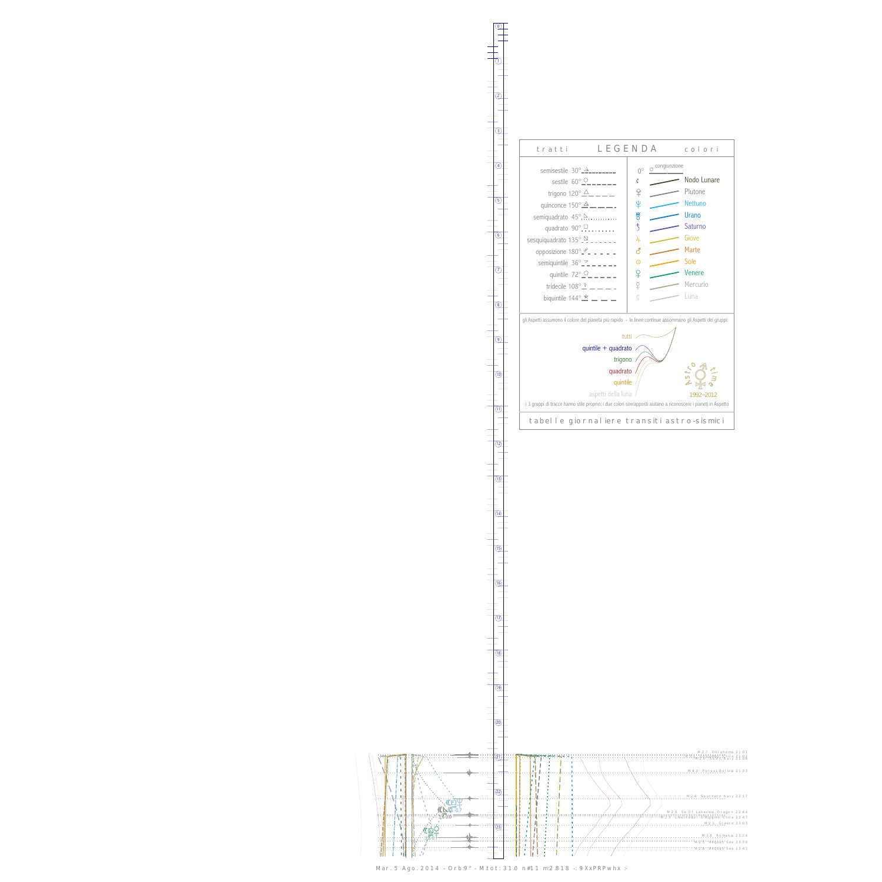tratti LEGENDA colori

semisestile 30°
sestile 60°
trigono 120°
quinconce 150°
semiquadrato 45°
quadrato 90°
sesquiquadrato 135°
opposizione 180°
semiquintile 36°
quintile 72°
tridecile 108°
biquintile 144°

0° congiunzione
Nodo Lunare
Plutone
Nettuno
Urano
Saturno
Giove
Marte
Sole
Venere
Mercurio
Luna

gli Aspetti assumono il colore del pianeta più rapido - le linee continue assommano gli Aspetti dei gruppi:

tutti
quintile + quadrato
trigono
quadrato
quintile
aspetti della luna

Astro time
1992–2012

i 3 gruppi di tracce hanno stile proprio; i due colori sovrapposti aiutano a riconoscere i pianeti in Aspetto

tabelle giornaliere transiti astro-sismici

0
1
2
3
4
5
6
7
8
9
10
11
12
13
14
15
16
17
18
19
20
21
22
23

M2.7 Oklahoma 21:01
M2.5 Antofagasta, Chile 21:02
M2.0 Sicily, Italy 21:06
M4.0 Potosi, Bolivia 21:33
M2.4 Southern Italy 22:17
M2.9 Se Of Lakeview, Oregon 22:44
M2.9 Libertador O'Higgins, Chile 22:47
M2.1 Greece 23:03
M3.8 Romania 23:24
M2.5 Aegean Sea 23:30
M2.6 Aegean Sea 23:41

-0.7
3.6

Mar. 5 Ago. 2014 - Orb: 9° - M tot: 31.0 n#11 m: 2.818 -: 9XxPRPwhx :-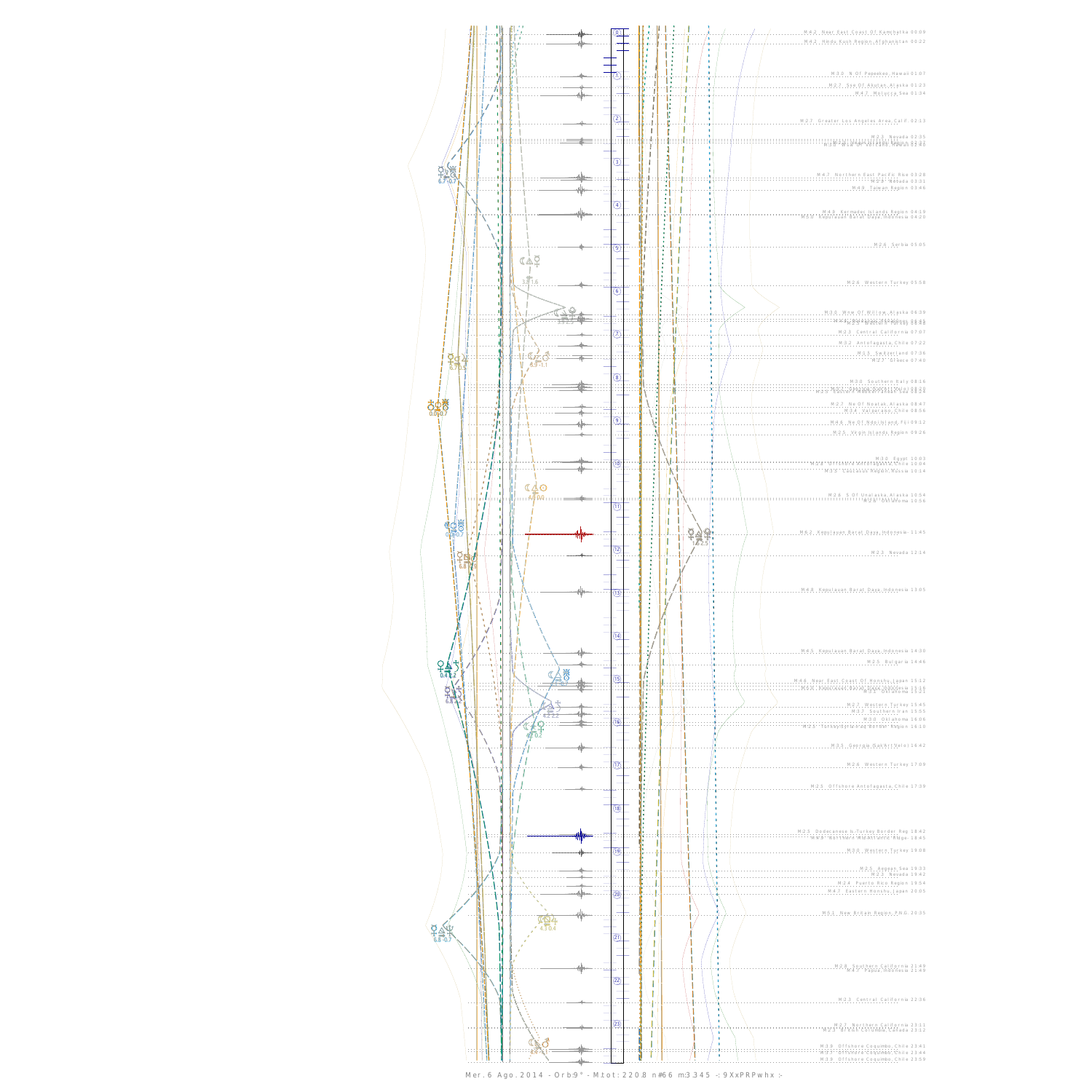M 4.2 Near East Coast Of Kamchatka 00:09
M 4.2 Hindu Kush Region Afghanistan 00:22
M 3.0 N Of Papaikou Hawaii 01:07
M 2.7 Sea Of Akutan Alaska 01:23
M 4.7 Molucca Sea 01:34
M 2.7 Greater Los Angeles Area Calif 02:13
M 2.3 Nevada 02:35
M 3.0 Wsw Of Volcano Hawaii 02:40
M 4.7 Northern East Pacific Rise 03:28
M 2.3 Nevada 03:31
M 4.9 Taiwan Region 03:46
M 4.9 Kermadec Islands Region 04:19
M 5.2 Kepulauan Barat Daya Indonesia 04:20
M 2.6 Serbia 05:05
M 2.6 Western Turkey 05:58
M 3.0 Wnw Of Willow Alaska 06:39
M 2.3 Central California 07:07
M 3.2 Antofagasta Chile 07:22
M 2.5 Switzerland 07:36
M 2.7 Greece 07:40
M 3.0 Southern Italy 08:16
M 2.7 Ne Of Noatak Alaska 08:47
M 3.4 Valparaiso Chile 08:56
M 4.6 Ne Of Ndoi Island Fiji 09:12
M 2.5 Virgin Islands Region 09:26
M 3.0 Egypt 10:03
M 2.4 Offshore Antofagasta Chile 10:04
M 3.2 Caucasus Region Russia 10:14
M 2.6 S Of Unalaska Alaska 10:54
M 2.6 Oklahoma 10:56
M 6.2 Kepulauan Barat Daya Indonesia 11:45
M 2.3 Nevada 12:14
M 4.8 Kepulauan Barat Daya Indonesia 13:05
M 4.5 Kepulauan Barat Daya Indonesia 14:30
M 2.5 Bulgaria 14:46
M 4.8 Near East Coast Of Honshu Japan 15:12
M 2.5 Oklahoma 15:21
M 2.7 Western Turkey 15:45
M 3.7 Southern Iran 15:55
M 3.0 Oklahoma 16:06
M 2.5 Turkey Syria Iraq Border Region 16:10
M 3.5 Georgia Sak'art'velo 16:42
M 2.6 Western Turkey 17:09
M 2.5 Offshore Antofagasta Chile 17:39
M 2.5 Dodecanese Is Turkey Border Reg 18:42
M 3.0 Western Turkey 19:08
M 2.6 Aegean Sea 19:33
M 2.3 Nevada 19:42
M 2.4 Puerto Rico Region 19:54
M 4.7 Eastern Honshu Japan 20:05
M 5.1 New Britain Region P.N.G. 20:35
M 2.8 Southern California 21:49
M 4.7 Papua Indonesia 21:49
M 2.3 Central California 22:36
M 2.1 Northern California 23:11
M 2.3 British Columbia Canada 23:12
M 3.9 Offshore Coquimbo Chile 23:41
M 3.1 Offshore Coquimbo Chile 23:44
M 3.9 Offshore Coquimbo Chile 23:59

Mer. 6 Ago. 2014 - Orb:9° - M.tot: 220.8 n#66 m:3.345 -: 9XxPRPwhx :-